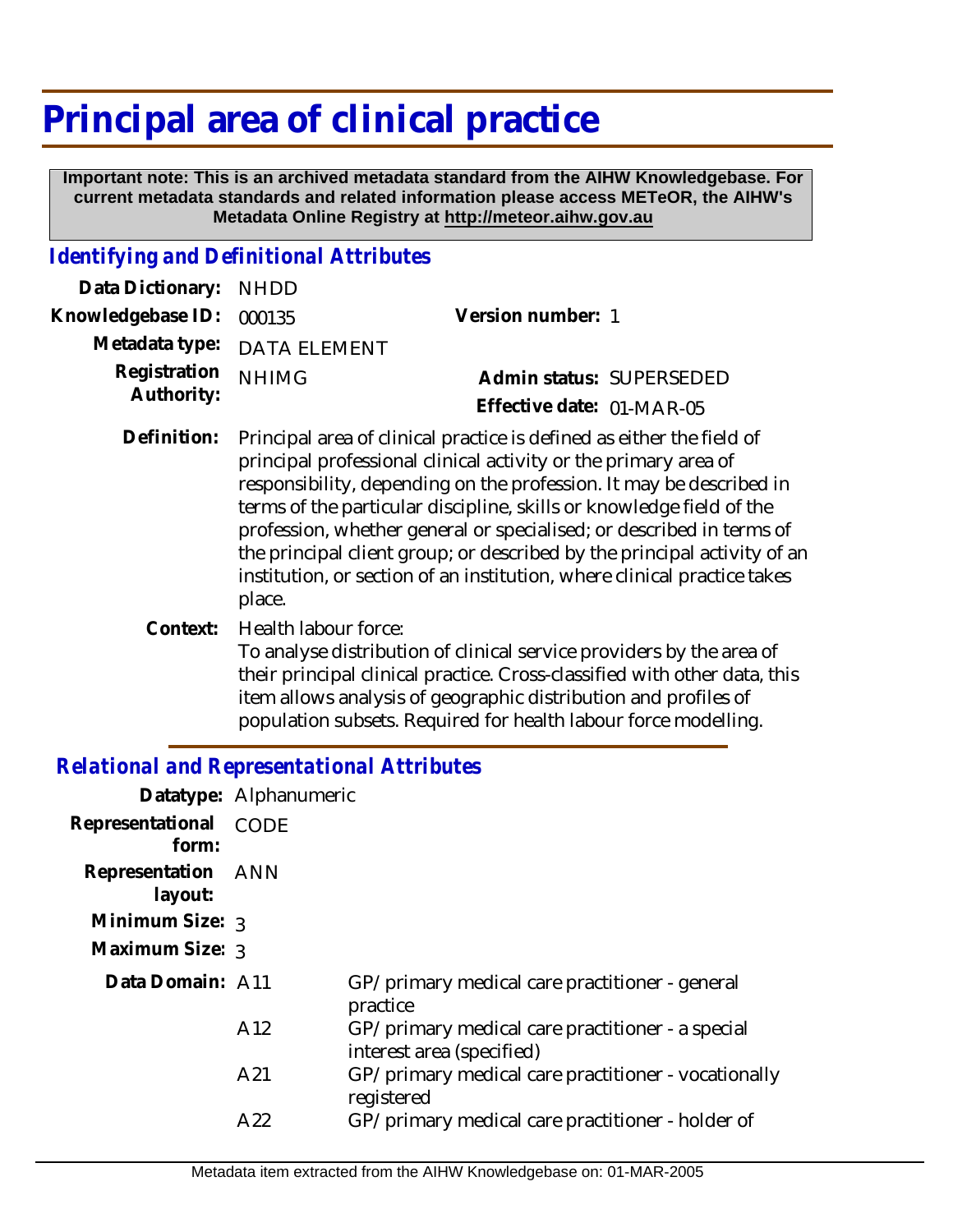# Principal area of clinical practice

**Important note: This is an archived metadata standard from the AIHW Knowledgebase. For current metadata standards and related information please access METeOR, the AIHW's Metadata Online Registry at http://meteor.aihw.gov.au**

## *Identifying and Definitional Attributes*

**Data Dictionary:** NHDD

**Knowledgebase ID:** 000135

**Version number:** 1

**Metadata type:** DATA ELEMENT

**Registration Authority:** NHIMG

**Admin status:** SUPERSEDED

**Effective date:** 01-MAR-05

**Definition:** Principal area of clinical practice is defined as either the field of principal professional clinical activity or the primary area of responsibility, depending on the profession. It may be described in terms of the particular discipline, skills or knowledge field of the profession, whether general or specialised; or described in terms of the principal client group; or described by the principal activity of an institution, or section of an institution, where clinical practice takes place.

**Context:** Health labour force:
To analyse distribution of clinical service providers by the area of their principal clinical practice. Cross-classified with other data, this item allows analysis of geographic distribution and profiles of population subsets. Required for health labour force modelling.

## *Relational and Representational Attributes*

**Datatype:** Alphanumeric

**Representational form:** CODE

**Representation layout:** ANN

**Minimum Size:** 3

**Maximum Size:** 3

**Data Domain:**

| Code | Description |
|---|---|
| A11 | GP/primary medical care practitioner - general practice |
| A12 | GP/primary medical care practitioner - a special interest area (specified) |
| A21 | GP/primary medical care practitioner - vocationally registered |
| A22 | GP/primary medical care practitioner - holder of |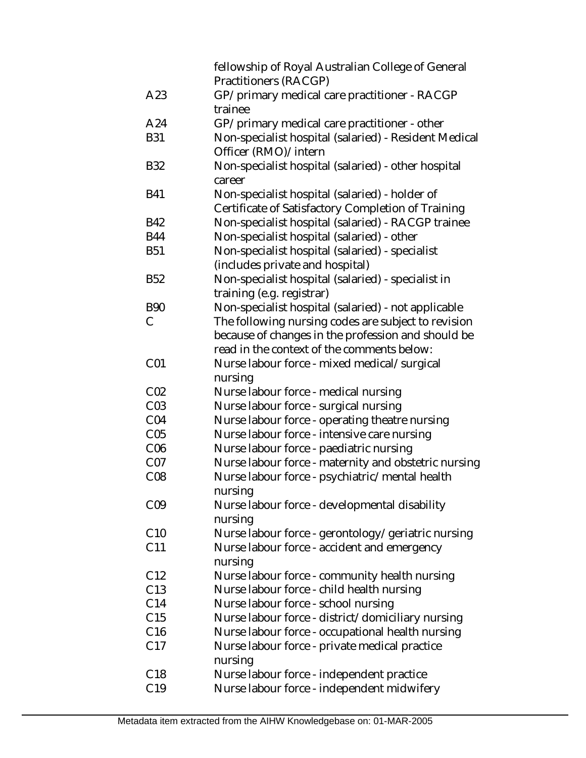| | |
|---|---|
| | fellowship of Royal Australian College of General Practitioners (RACGP) |
| A23 | GP/primary medical care practitioner - RACGP trainee |
| A24 | GP/primary medical care practitioner - other |
| B31 | Non-specialist hospital (salaried) - Resident Medical Officer (RMO)/intern |
| B32 | Non-specialist hospital (salaried) - other hospital career |
| B41 | Non-specialist hospital (salaried) - holder of Certificate of Satisfactory Completion of Training |
| B42 | Non-specialist hospital (salaried) - RACGP trainee |
| B44 | Non-specialist hospital (salaried) - other |
| B51 | Non-specialist hospital (salaried) - specialist (includes private and hospital) |
| B52 | Non-specialist hospital (salaried) - specialist in training (e.g. registrar) |
| B90 | Non-specialist hospital (salaried) - not applicable |
| C | The following nursing codes are subject to revision because of changes in the profession and should be read in the context of the comments below: |
| C01 | Nurse labour force - mixed medical/surgical nursing |
| C02 | Nurse labour force - medical nursing |
| C03 | Nurse labour force - surgical nursing |
| C04 | Nurse labour force - operating theatre nursing |
| C05 | Nurse labour force - intensive care nursing |
| C06 | Nurse labour force - paediatric nursing |
| C07 | Nurse labour force - maternity and obstetric nursing |
| C08 | Nurse labour force - psychiatric/mental health nursing |
| C09 | Nurse labour force - developmental disability nursing |
| C10 | Nurse labour force - gerontology/geriatric nursing |
| C11 | Nurse labour force - accident and emergency nursing |
| C12 | Nurse labour force - community health nursing |
| C13 | Nurse labour force - child health nursing |
| C14 | Nurse labour force - school nursing |
| C15 | Nurse labour force - district/domiciliary nursing |
| C16 | Nurse labour force - occupational health nursing |
| C17 | Nurse labour force - private medical practice nursing |
| C18 | Nurse labour force - independent practice |
| C19 | Nurse labour force - independent midwifery |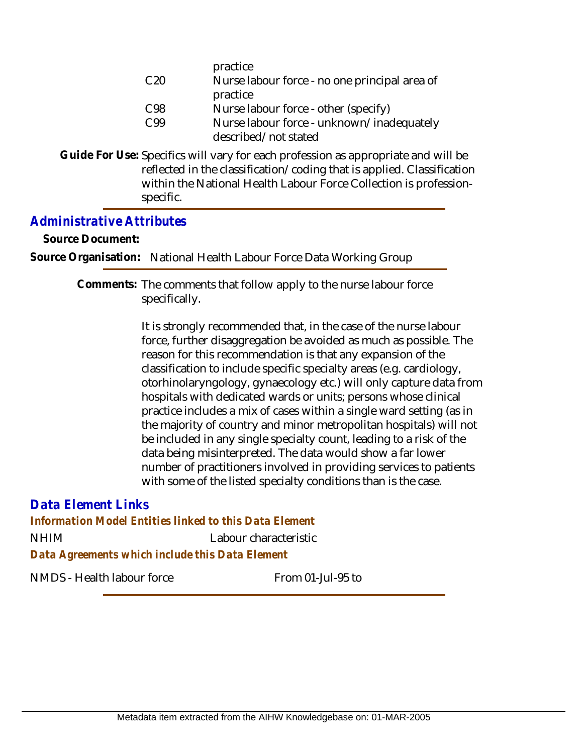| | |
|---|---|
| | practice |
| C20 | Nurse labour force - no one principal area of practice |
| C98 | Nurse labour force - other (specify) |
| C99 | Nurse labour force - unknown/inadequately described/not stated |

**Guide For Use:** Specifics will vary for each profession as appropriate and will be reflected in the classification/coding that is applied. Classification within the National Health Labour Force Collection is profession-specific.

## Administrative Attributes

**Source Document:**

**Source Organisation:** National Health Labour Force Data Working Group

**Comments:** The comments that follow apply to the nurse labour force specifically.

It is strongly recommended that, in the case of the nurse labour force, further disaggregation be avoided as much as possible. The reason for this recommendation is that any expansion of the classification to include specific specialty areas (e.g. cardiology, otorhinolaryngology, gynaecology etc.) will only capture data from hospitals with dedicated wards or units; persons whose clinical practice includes a mix of cases within a single ward setting (as in the majority of country and minor metropolitan hospitals) will not be included in any single specialty count, leading to a risk of the data being misinterpreted. The data would show a far lower number of practitioners involved in providing services to patients with some of the listed specialty conditions than is the case.

## Data Element Links

### Information Model Entities linked to this Data Element

| | |
|---|---|
| NHIM | Labour characteristic |

### Data Agreements which include this Data Element

| | |
|---|---|
| NMDS - Health labour force | From 01-Jul-95 to |